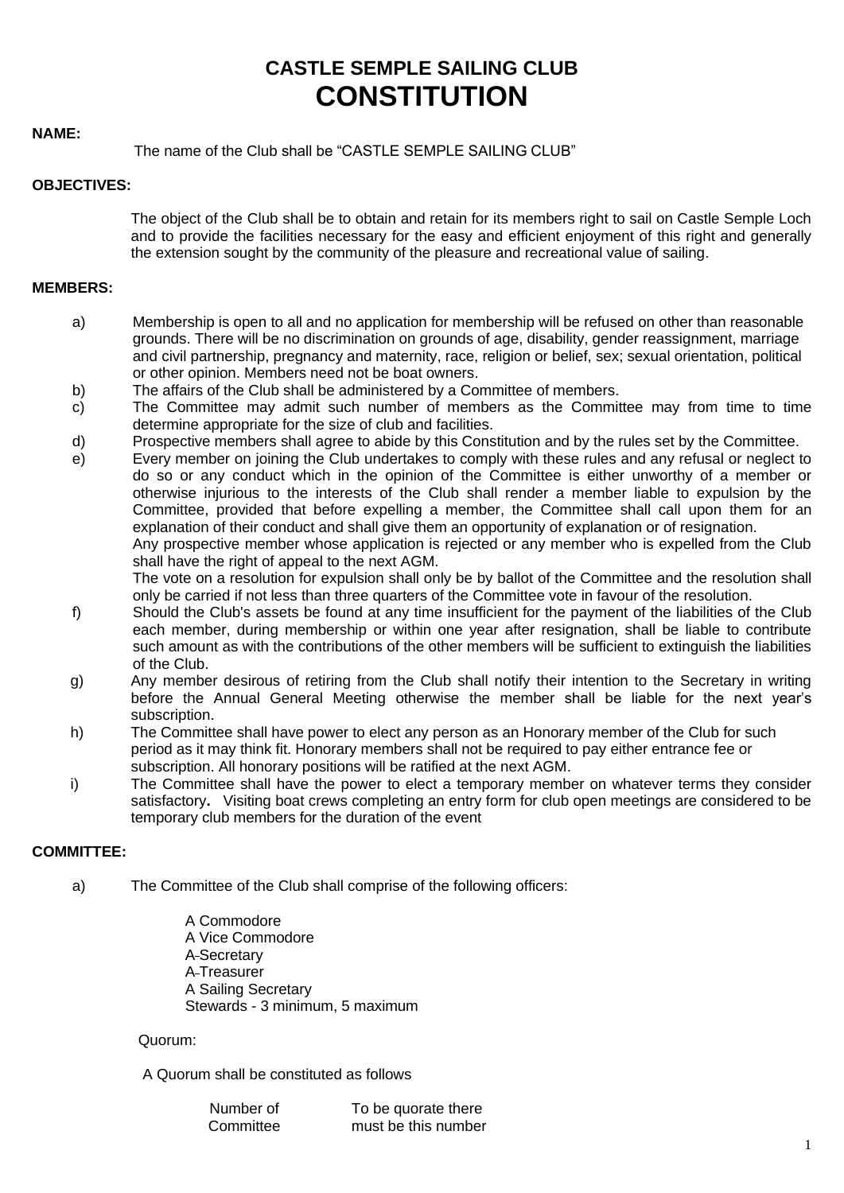# CASTLE SEMPLE SAILING CLUB
# CONSTITUTION

**NAME:**

The name of the Club shall be "CASTLE SEMPLE SAILING CLUB"

**OBJECTIVES:**

The object of the Club shall be to obtain and retain for its members right to sail on Castle Semple Loch and to provide the facilities necessary for the easy and efficient enjoyment of this right and generally the extension sought by the community of the pleasure and recreational value of sailing.

**MEMBERS:**

a) Membership is open to all and no application for membership will be refused on other than reasonable grounds. There will be no discrimination on grounds of age, disability, gender reassignment, marriage and civil partnership, pregnancy and maternity, race, religion or belief, sex; sexual orientation, political or other opinion. Members need not be boat owners.

b) The affairs of the Club shall be administered by a Committee of members.

c) The Committee may admit such number of members as the Committee may from time to time determine appropriate for the size of club and facilities.

d) Prospective members shall agree to abide by this Constitution and by the rules set by the Committee.

e) Every member on joining the Club undertakes to comply with these rules and any refusal or neglect to do so or any conduct which in the opinion of the Committee is either unworthy of a member or otherwise injurious to the interests of the Club shall render a member liable to expulsion by the Committee, provided that before expelling a member, the Committee shall call upon them for an explanation of their conduct and shall give them an opportunity of explanation or of resignation.
Any prospective member whose application is rejected or any member who is expelled from the Club shall have the right of appeal to the next AGM.
The vote on a resolution for expulsion shall only be by ballot of the Committee and the resolution shall only be carried if not less than three quarters of the Committee vote in favour of the resolution.

f) Should the Club's assets be found at any time insufficient for the payment of the liabilities of the Club each member, during membership or within one year after resignation, shall be liable to contribute such amount as with the contributions of the other members will be sufficient to extinguish the liabilities of the Club.

g) Any member desirous of retiring from the Club shall notify their intention to the Secretary in writing before the Annual General Meeting otherwise the member shall be liable for the next year's subscription.

h) The Committee shall have power to elect any person as an Honorary member of the Club for such period as it may think fit. Honorary members shall not be required to pay either entrance fee or subscription. All honorary positions will be ratified at the next AGM.

i) The Committee shall have the power to elect a temporary member on whatever terms they consider satisfactory**.** Visiting boat crews completing an entry form for club open meetings are considered to be temporary club members for the duration of the event

**COMMITTEE:**

a) The Committee of the Club shall comprise of the following officers:

A Commodore
A Vice Commodore
A Secretary
A Treasurer
A Sailing Secretary
Stewards - 3 minimum, 5 maximum

Quorum:

A Quorum shall be constituted as follows

| Number of Committee | To be quorate there must be this number |
|---|---|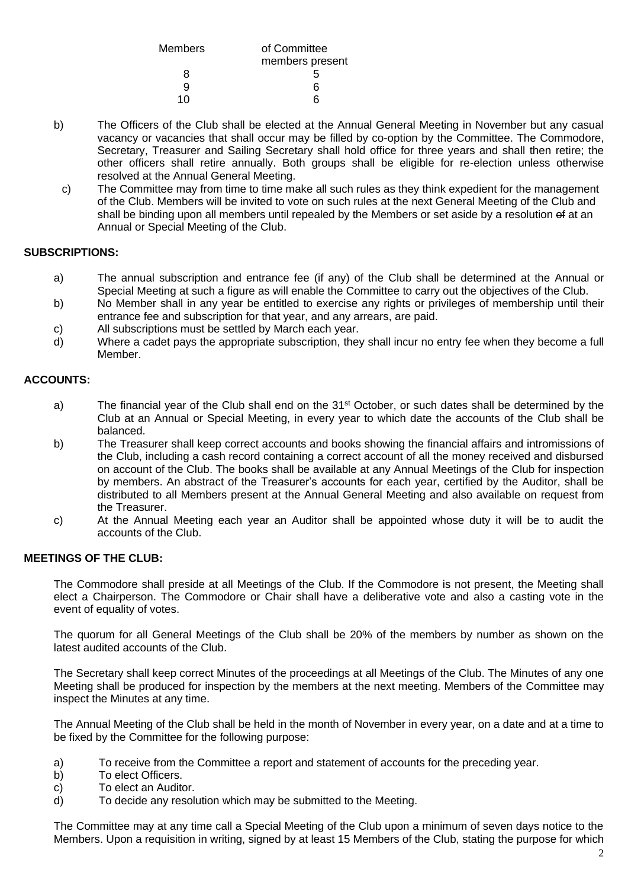| Members | of Committee members present |
|---|---|
| 8 | 5 |
| 9 | 6 |
| 10 | 6 |

b) The Officers of the Club shall be elected at the Annual General Meeting in November but any casual vacancy or vacancies that shall occur may be filled by co-option by the Committee. The Commodore, Secretary, Treasurer and Sailing Secretary shall hold office for three years and shall then retire; the other officers shall retire annually. Both groups shall be eligible for re-election unless otherwise resolved at the Annual General Meeting.

c) The Committee may from time to time make all such rules as they think expedient for the management of the Club. Members will be invited to vote on such rules at the next General Meeting of the Club and shall be binding upon all members until repealed by the Members or set aside by a resolution ~~of~~ at an Annual or Special Meeting of the Club.

**SUBSCRIPTIONS:**

a) The annual subscription and entrance fee (if any) of the Club shall be determined at the Annual or Special Meeting at such a figure as will enable the Committee to carry out the objectives of the Club.

b) No Member shall in any year be entitled to exercise any rights or privileges of membership until their entrance fee and subscription for that year, and any arrears, are paid.

c) All subscriptions must be settled by March each year.

d) Where a cadet pays the appropriate subscription, they shall incur no entry fee when they become a full Member.

**ACCOUNTS:**

a) The financial year of the Club shall end on the 31st October, or such dates shall be determined by the Club at an Annual or Special Meeting, in every year to which date the accounts of the Club shall be balanced.

b) The Treasurer shall keep correct accounts and books showing the financial affairs and intromissions of the Club, including a cash record containing a correct account of all the money received and disbursed on account of the Club. The books shall be available at any Annual Meetings of the Club for inspection by members. An abstract of the Treasurer's accounts for each year, certified by the Auditor, shall be distributed to all Members present at the Annual General Meeting and also available on request from the Treasurer.

c) At the Annual Meeting each year an Auditor shall be appointed whose duty it will be to audit the accounts of the Club.

**MEETINGS OF THE CLUB:**

The Commodore shall preside at all Meetings of the Club. If the Commodore is not present, the Meeting shall elect a Chairperson. The Commodore or Chair shall have a deliberative vote and also a casting vote in the event of equality of votes.

The quorum for all General Meetings of the Club shall be 20% of the members by number as shown on the latest audited accounts of the Club.

The Secretary shall keep correct Minutes of the proceedings at all Meetings of the Club. The Minutes of any one Meeting shall be produced for inspection by the members at the next meeting. Members of the Committee may inspect the Minutes at any time.

The Annual Meeting of the Club shall be held in the month of November in every year, on a date and at a time to be fixed by the Committee for the following purpose:

a) To receive from the Committee a report and statement of accounts for the preceding year.
b) To elect Officers.
c) To elect an Auditor.
d) To decide any resolution which may be submitted to the Meeting.

The Committee may at any time call a Special Meeting of the Club upon a minimum of seven days notice to the Members. Upon a requisition in writing, signed by at least 15 Members of the Club, stating the purpose for which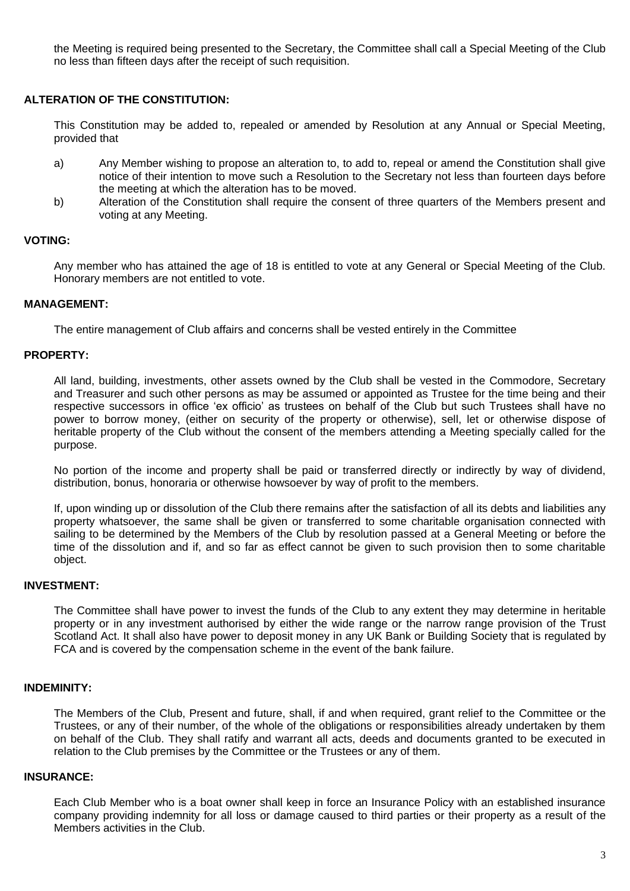the Meeting is required being presented to the Secretary, the Committee shall call a Special Meeting of the Club no less than fifteen days after the receipt of such requisition.

**ALTERATION OF THE CONSTITUTION:**

This Constitution may be added to, repealed or amended by Resolution at any Annual or Special Meeting, provided that

a) Any Member wishing to propose an alteration to, to add to, repeal or amend the Constitution shall give notice of their intention to move such a Resolution to the Secretary not less than fourteen days before the meeting at which the alteration has to be moved.

b) Alteration of the Constitution shall require the consent of three quarters of the Members present and voting at any Meeting.

**VOTING:**

Any member who has attained the age of 18 is entitled to vote at any General or Special Meeting of the Club. Honorary members are not entitled to vote.

**MANAGEMENT:**

The entire management of Club affairs and concerns shall be vested entirely in the Committee

**PROPERTY:**

All land, building, investments, other assets owned by the Club shall be vested in the Commodore, Secretary and Treasurer and such other persons as may be assumed or appointed as Trustee for the time being and their respective successors in office 'ex officio' as trustees on behalf of the Club but such Trustees shall have no power to borrow money, (either on security of the property or otherwise), sell, let or otherwise dispose of heritable property of the Club without the consent of the members attending a Meeting specially called for the purpose.

No portion of the income and property shall be paid or transferred directly or indirectly by way of dividend, distribution, bonus, honoraria or otherwise howsoever by way of profit to the members.

If, upon winding up or dissolution of the Club there remains after the satisfaction of all its debts and liabilities any property whatsoever, the same shall be given or transferred to some charitable organisation connected with sailing to be determined by the Members of the Club by resolution passed at a General Meeting or before the time of the dissolution and if, and so far as effect cannot be given to such provision then to some charitable object.

**INVESTMENT:**

The Committee shall have power to invest the funds of the Club to any extent they may determine in heritable property or in any investment authorised by either the wide range or the narrow range provision of the Trust Scotland Act. It shall also have power to deposit money in any UK Bank or Building Society that is regulated by FCA and is covered by the compensation scheme in the event of the bank failure.

**INDEMINITY:**

The Members of the Club, Present and future, shall, if and when required, grant relief to the Committee or the Trustees, or any of their number, of the whole of the obligations or responsibilities already undertaken by them on behalf of the Club. They shall ratify and warrant all acts, deeds and documents granted to be executed in relation to the Club premises by the Committee or the Trustees or any of them.

**INSURANCE:**

Each Club Member who is a boat owner shall keep in force an Insurance Policy with an established insurance company providing indemnity for all loss or damage caused to third parties or their property as a result of the Members activities in the Club.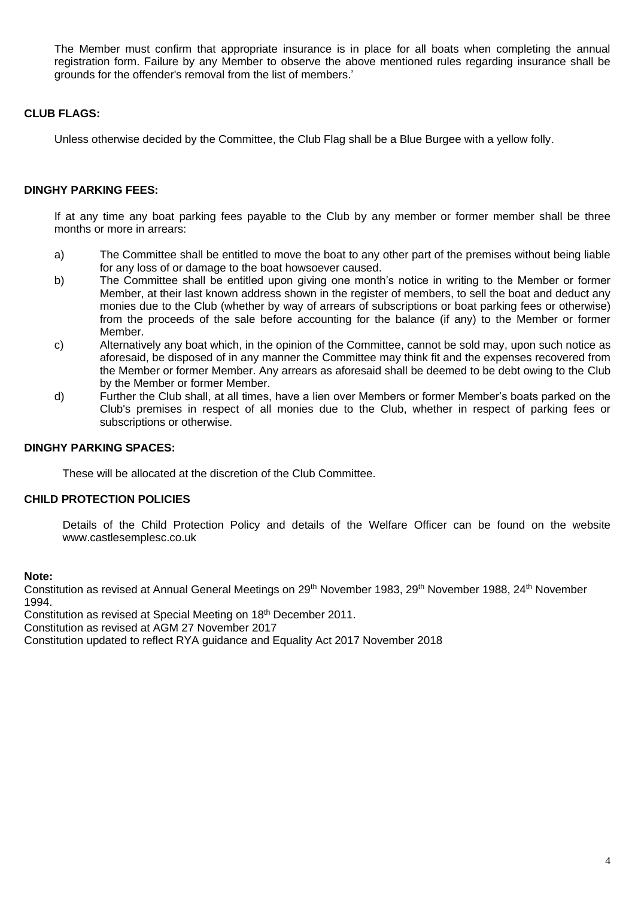The Member must confirm that appropriate insurance is in place for all boats when completing the annual registration form. Failure by any Member to observe the above mentioned rules regarding insurance shall be grounds for the offender's removal from the list of members.'

**CLUB FLAGS:**

Unless otherwise decided by the Committee, the Club Flag shall be a Blue Burgee with a yellow folly.

**DINGHY PARKING FEES:**

If at any time any boat parking fees payable to the Club by any member or former member shall be three months or more in arrears:

a) The Committee shall be entitled to move the boat to any other part of the premises without being liable for any loss of or damage to the boat howsoever caused.

b) The Committee shall be entitled upon giving one month's notice in writing to the Member or former Member, at their last known address shown in the register of members, to sell the boat and deduct any monies due to the Club (whether by way of arrears of subscriptions or boat parking fees or otherwise) from the proceeds of the sale before accounting for the balance (if any) to the Member or former Member.

c) Alternatively any boat which, in the opinion of the Committee, cannot be sold may, upon such notice as aforesaid, be disposed of in any manner the Committee may think fit and the expenses recovered from the Member or former Member. Any arrears as aforesaid shall be deemed to be debt owing to the Club by the Member or former Member.

d) Further the Club shall, at all times, have a lien over Members or former Member's boats parked on the Club's premises in respect of all monies due to the Club, whether in respect of parking fees or subscriptions or otherwise.

**DINGHY PARKING SPACES:**

These will be allocated at the discretion of the Club Committee.

**CHILD PROTECTION POLICIES**

Details of the Child Protection Policy and details of the Welfare Officer can be found on the website www.castlesemplesc.co.uk

**Note:**

Constitution as revised at Annual General Meetings on 29th November 1983, 29th November 1988, 24th November 1994.

Constitution as revised at Special Meeting on 18th December 2011.

Constitution as revised at AGM 27 November 2017

Constitution updated to reflect RYA guidance and Equality Act 2017 November 2018